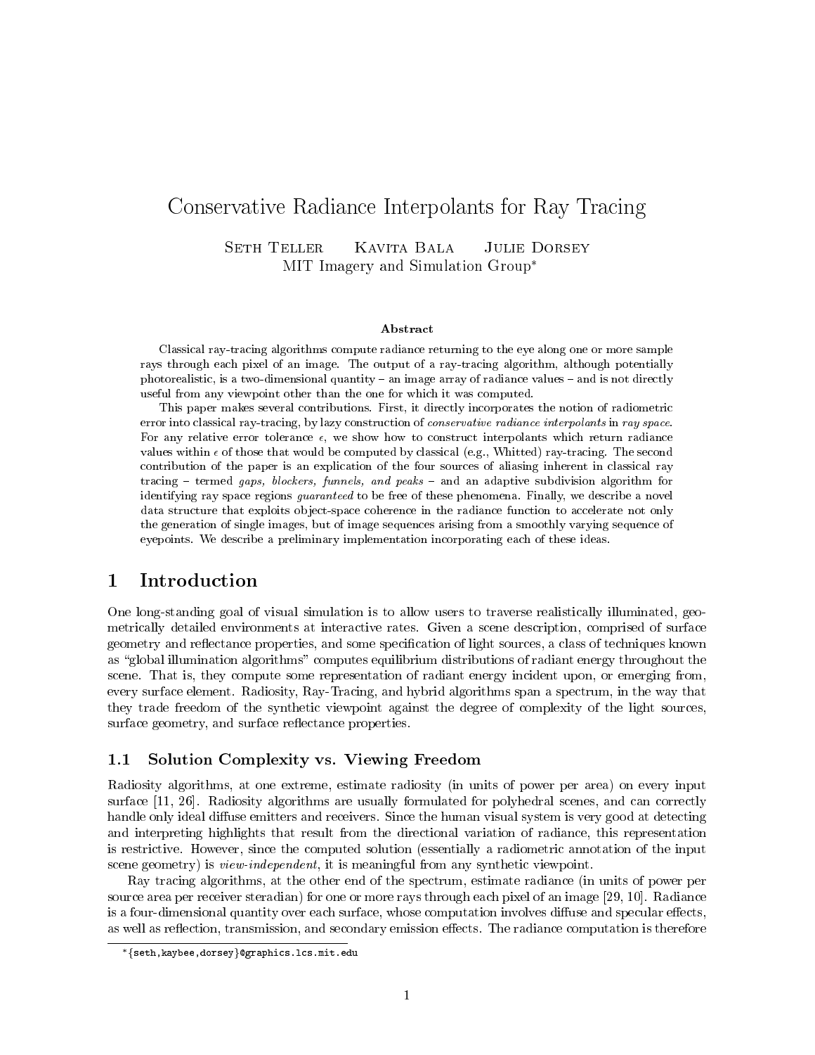# Conservative Radiance Interpolants for Ray Tracing

Seth Teller  Kavita Bala  Julie Dorsey
MIT Imagery and Simulation Group*

### Abstract

Classical ray-tracing algorithms compute radiance returning to the eye along one or more sample rays through each pixel of an image. The output of a ray-tracing algorithm, although potentially photorealistic, is a two-dimensional quantity – an image array of radiance values – and is not directly useful from any viewpoint other than the one for which it was computed.

This paper makes several contributions. First, it directly incorporates the notion of radiometric error into classical ray-tracing, by lazy construction of *conservative radiance interpolants* in *ray space*. For any relative error tolerance $\epsilon$, we show how to construct interpolants which return radiance values within $\epsilon$ of those that would be computed by classical (e.g., Whitted) ray-tracing. The second contribution of the paper is an explication of the four sources of aliasing inherent in classical ray tracing – termed *gaps, blockers, funnels, and peaks* – and an adaptive subdivision algorithm for identifying ray space regions *guaranteed* to be free of these phenomena. Finally, we describe a novel data structure that exploits object-space coherence in the radiance function to accelerate not only the generation of single images, but of image sequences arising from a smoothly varying sequence of eyepoints. We describe a preliminary implementation incorporating each of these ideas.

## 1 Introduction

One long-standing goal of visual simulation is to allow users to traverse realistically illuminated, geometrically detailed environments at interactive rates. Given a scene description, comprised of surface geometry and reflectance properties, and some specification of light sources, a class of techniques known as "global illumination algorithms" computes equilibrium distributions of radiant energy throughout the scene. That is, they compute some representation of radiant energy incident upon, or emerging from, every surface element. Radiosity, Ray-Tracing, and hybrid algorithms span a spectrum, in the way that they trade freedom of the synthetic viewpoint against the degree of complexity of the light sources, surface geometry, and surface reflectance properties.

### 1.1 Solution Complexity vs. Viewing Freedom

Radiosity algorithms, at one extreme, estimate radiosity (in units of power per area) on every input surface [11, 26]. Radiosity algorithms are usually formulated for polyhedral scenes, and can correctly handle only ideal diffuse emitters and receivers. Since the human visual system is very good at detecting and interpreting highlights that result from the directional variation of radiance, this representation is restrictive. However, since the computed solution (essentially a radiometric annotation of the input scene geometry) is *view-independent*, it is meaningful from any synthetic viewpoint.

Ray tracing algorithms, at the other end of the spectrum, estimate radiance (in units of power per source area per receiver steradian) for one or more rays through each pixel of an image [29, 10]. Radiance is a four-dimensional quantity over each surface, whose computation involves diffuse and specular effects, as well as reflection, transmission, and secondary emission effects. The radiance computation is therefore

*{seth,kaybee,dorsey}@graphics.lcs.mit.edu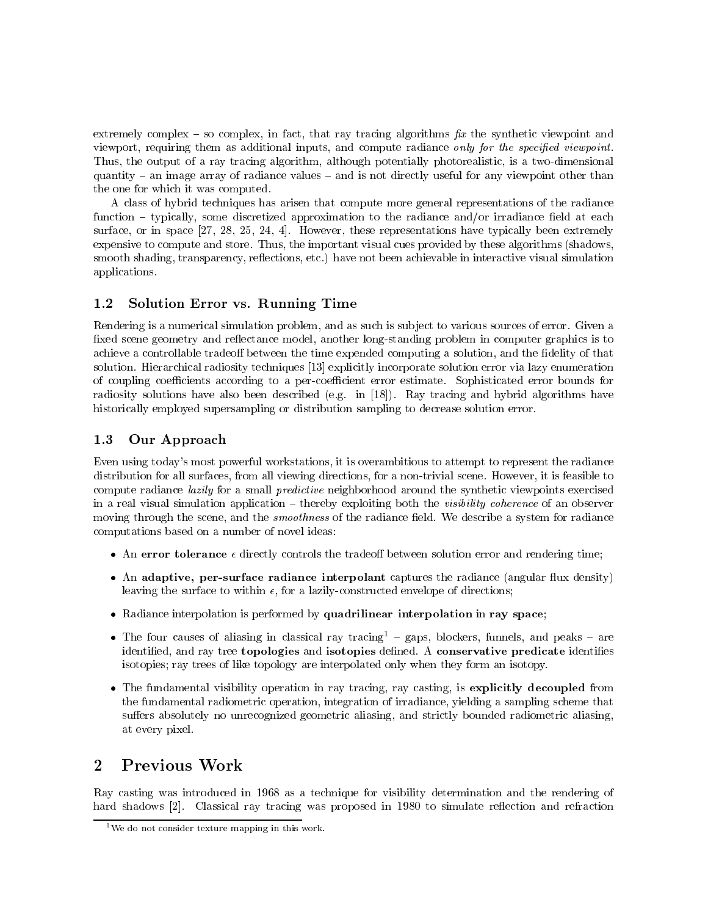extremely complex – so complex, in fact, that ray tracing algorithms *fix* the synthetic viewpoint and viewport, requiring them as additional inputs, and compute radiance *only for the specified viewpoint*. Thus, the output of a ray tracing algorithm, although potentially photorealistic, is a two-dimensional quantity – an image array of radiance values – and is not directly useful for any viewpoint other than the one for which it was computed.

A class of hybrid techniques has arisen that compute more general representations of the radiance function – typically, some discretized approximation to the radiance and/or irradiance field at each surface, or in space [27, 28, 25, 24, 4]. However, these representations have typically been extremely expensive to compute and store. Thus, the important visual cues provided by these algorithms (shadows, smooth shading, transparency, reflections, etc.) have not been achievable in interactive visual simulation applications.

### 1.2 Solution Error vs. Running Time

Rendering is a numerical simulation problem, and as such is subject to various sources of error. Given a fixed scene geometry and reflectance model, another long-standing problem in computer graphics is to achieve a controllable tradeoff between the time expended computing a solution, and the fidelity of that solution. Hierarchical radiosity techniques [13] explicitly incorporate solution error via lazy enumeration of coupling coefficients according to a per-coefficient error estimate. Sophisticated error bounds for radiosity solutions have also been described (e.g. in [18]). Ray tracing and hybrid algorithms have historically employed supersampling or distribution sampling to decrease solution error.

### 1.3 Our Approach

Even using today's most powerful workstations, it is overambitious to attempt to represent the radiance distribution for all surfaces, from all viewing directions, for a non-trivial scene. However, it is feasible to compute radiance *lazily* for a small *predictive* neighborhood around the synthetic viewpoints exercised in a real visual simulation application – thereby exploiting both the *visibility coherence* of an observer moving through the scene, and the *smoothness* of the radiance field. We describe a system for radiance computations based on a number of novel ideas:

- An **error tolerance** $\epsilon$ directly controls the tradeoff between solution error and rendering time;
- An **adaptive, per-surface radiance interpolant** captures the radiance (angular flux density) leaving the surface to within $\epsilon$, for a lazily-constructed envelope of directions;
- Radiance interpolation is performed by **quadrilinear interpolation** in **ray space**;
- The four causes of aliasing in classical ray tracing[1] – gaps, blockers, funnels, and peaks – are identified, and ray tree **topologies** and **isotopies** defined. A **conservative predicate** identifies isotopies; ray trees of like topology are interpolated only when they form an isotopy.
- The fundamental visibility operation in ray tracing, ray casting, is **explicitly decoupled** from the fundamental radiometric operation, integration of irradiance, yielding a sampling scheme that suffers absolutely no unrecognized geometric aliasing, and strictly bounded radiometric aliasing, at every pixel.

## 2 Previous Work

Ray casting was introduced in 1968 as a technique for visibility determination and the rendering of hard shadows [2]. Classical ray tracing was proposed in 1980 to simulate reflection and refraction

[1] We do not consider texture mapping in this work.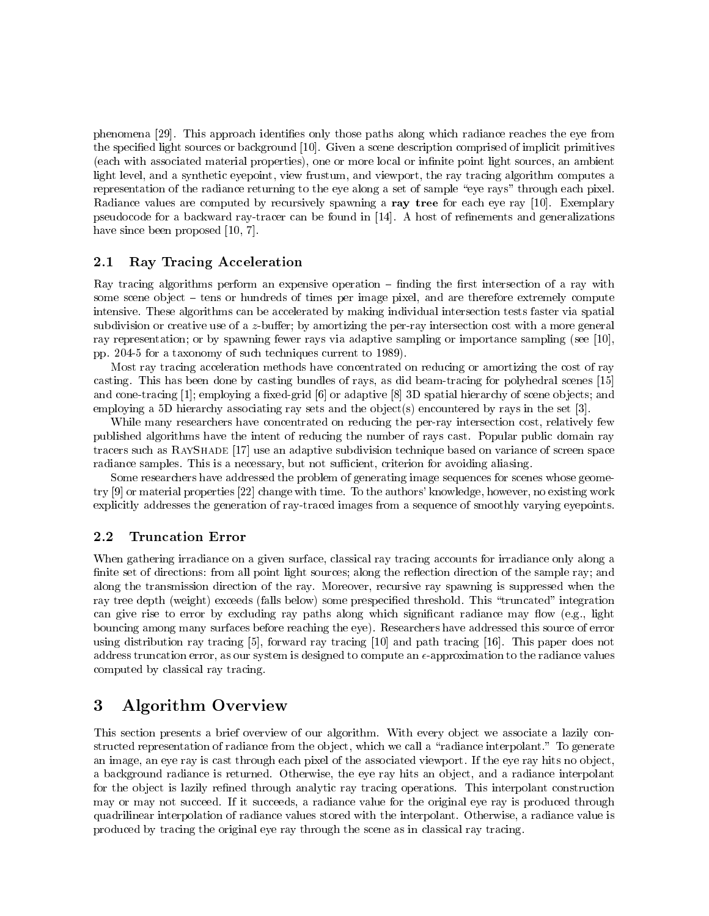phenomena [29]. This approach identifies only those paths along which radiance reaches the eye from the specified light sources or background [10]. Given a scene description comprised of implicit primitives (each with associated material properties), one or more local or infinite point light sources, an ambient light level, and a synthetic eyepoint, view frustum, and viewport, the ray tracing algorithm computes a representation of the radiance returning to the eye along a set of sample "eye rays" through each pixel. Radiance values are computed by recursively spawning a **ray tree** for each eye ray [10]. Exemplary pseudocode for a backward ray-tracer can be found in [14]. A host of refinements and generalizations have since been proposed [10, 7].

### 2.1 Ray Tracing Acceleration

Ray tracing algorithms perform an expensive operation – finding the first intersection of a ray with some scene object – tens or hundreds of times per image pixel, and are therefore extremely compute intensive. These algorithms can be accelerated by making individual intersection tests faster via spatial subdivision or creative use of a $z$-buffer; by amortizing the per-ray intersection cost with a more general ray representation; or by spawning fewer rays via adaptive sampling or importance sampling (see [10], pp. 204-5 for a taxonomy of such techniques current to 1989).

Most ray tracing acceleration methods have concentrated on reducing or amortizing the cost of ray casting. This has been done by casting bundles of rays, as did beam-tracing for polyhedral scenes [15] and cone-tracing [1]; employing a fixed-grid [6] or adaptive [8] 3D spatial hierarchy of scene objects; and employing a 5D hierarchy associating ray sets and the object(s) encountered by rays in the set [3].

While many researchers have concentrated on reducing the per-ray intersection cost, relatively few published algorithms have the intent of reducing the number of rays cast. Popular public domain ray tracers such as RayShade [17] use an adaptive subdivision technique based on variance of screen space radiance samples. This is a necessary, but not sufficient, criterion for avoiding aliasing.

Some researchers have addressed the problem of generating image sequences for scenes whose geometry [9] or material properties [22] change with time. To the authors' knowledge, however, no existing work explicitly addresses the generation of ray-traced images from a sequence of smoothly varying eyepoints.

### 2.2 Truncation Error

When gathering irradiance on a given surface, classical ray tracing accounts for irradiance only along a finite set of directions: from all point light sources; along the reflection direction of the sample ray; and along the transmission direction of the ray. Moreover, recursive ray spawning is suppressed when the ray tree depth (weight) exceeds (falls below) some prespecified threshold. This "truncated" integration can give rise to error by excluding ray paths along which significant radiance may flow (e.g., light bouncing among many surfaces before reaching the eye). Researchers have addressed this source of error using distribution ray tracing [5], forward ray tracing [10] and path tracing [16]. This paper does not address truncation error, as our system is designed to compute an $\epsilon$-approximation to the radiance values computed by classical ray tracing.

## 3 Algorithm Overview

This section presents a brief overview of our algorithm. With every object we associate a lazily constructed representation of radiance from the object, which we call a "radiance interpolant." To generate an image, an eye ray is cast through each pixel of the associated viewport. If the eye ray hits no object, a background radiance is returned. Otherwise, the eye ray hits an object, and a radiance interpolant for the object is lazily refined through analytic ray tracing operations. This interpolant construction may or may not succeed. If it succeeds, a radiance value for the original eye ray is produced through quadrilinear interpolation of radiance values stored with the interpolant. Otherwise, a radiance value is produced by tracing the original eye ray through the scene as in classical ray tracing.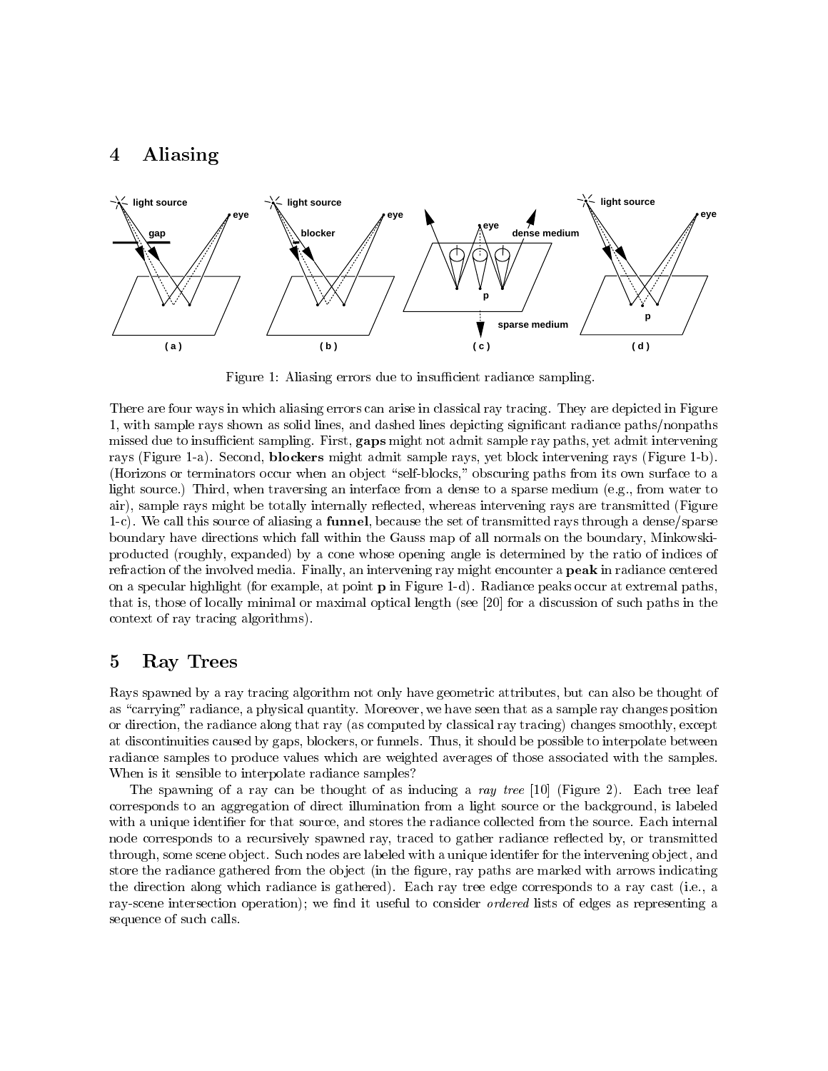## 4 Aliasing

light source

eye

gap

( a )

light source

eye

blocker

( b )

eye

dense medium

p

sparse medium

( c )

light source

eye

p

( d )

Figure 1: Aliasing errors due to insufficient radiance sampling.

There are four ways in which aliasing errors can arise in classical ray tracing. They are depicted in Figure 1, with sample rays shown as solid lines, and dashed lines depicting significant radiance paths/nonpaths missed due to insufficient sampling. First, **gaps** might not admit sample ray paths, yet admit intervening rays (Figure 1-a). Second, **blockers** might admit sample rays, yet block intervening rays (Figure 1-b). (Horizons or terminators occur when an object "self-blocks," obscuring paths from its own surface to a light source.) Third, when traversing an interface from a dense to a sparse medium (e.g., from water to air), sample rays might be totally internally reflected, whereas intervening rays are transmitted (Figure 1-c). We call this source of aliasing a **funnel**, because the set of transmitted rays through a dense/sparse boundary have directions which fall within the Gauss map of all normals on the boundary, Minkowski-producted (roughly, expanded) by a cone whose opening angle is determined by the ratio of indices of refraction of the involved media. Finally, an intervening ray might encounter a **peak** in radiance centered on a specular highlight (for example, at point **p** in Figure 1-d). Radiance peaks occur at extremal paths, that is, those of locally minimal or maximal optical length (see [20] for a discussion of such paths in the context of ray tracing algorithms).

## 5 Ray Trees

Rays spawned by a ray tracing algorithm not only have geometric attributes, but can also be thought of as "carrying" radiance, a physical quantity. Moreover, we have seen that as a sample ray changes position or direction, the radiance along that ray (as computed by classical ray tracing) changes smoothly, except at discontinuities caused by gaps, blockers, or funnels. Thus, it should be possible to interpolate between radiance samples to produce values which are weighted averages of those associated with the samples. When is it sensible to interpolate radiance samples?

The spawning of a ray can be thought of as inducing a *ray tree* [10] (Figure 2). Each tree leaf corresponds to an aggregation of direct illumination from a light source or the background, is labeled with a unique identifier for that source, and stores the radiance collected from the source. Each internal node corresponds to a recursively spawned ray, traced to gather radiance reflected by, or transmitted through, some scene object. Such nodes are labeled with a unique identifer for the intervening object, and store the radiance gathered from the object (in the figure, ray paths are marked with arrows indicating the direction along which radiance is gathered). Each ray tree edge corresponds to a ray cast (i.e., a ray-scene intersection operation); we find it useful to consider *ordered* lists of edges as representing a sequence of such calls.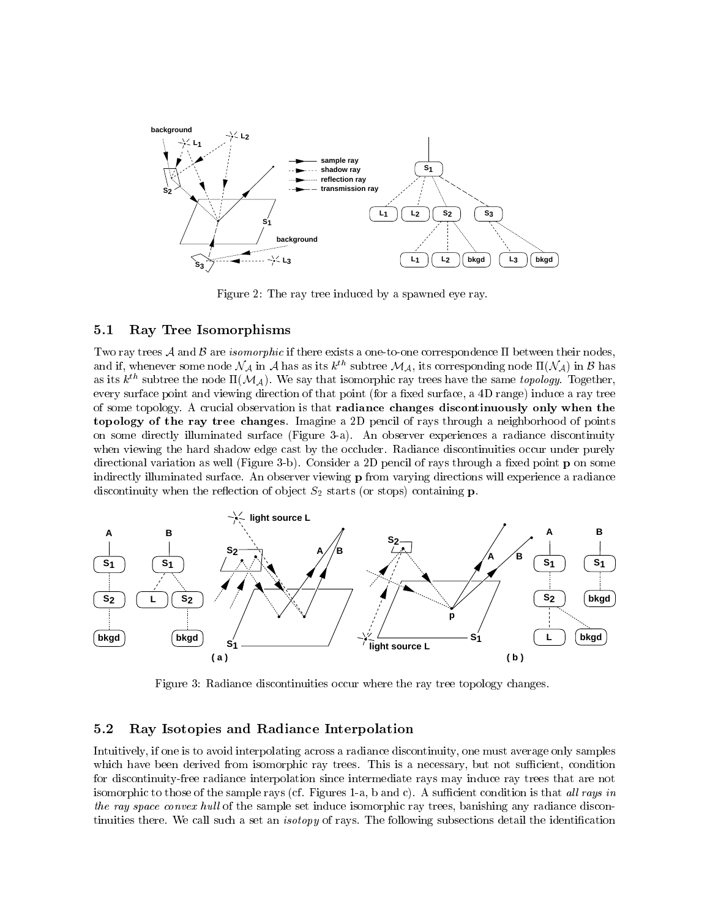Figure 2: The ray tree induced by a spawned eye ray.

## 5.1 Ray Tree Isomorphisms

Two ray trees $\mathcal{A}$ and $\mathcal{B}$ are *isomorphic* if there exists a one-to-one correspondence $\Pi$ between their nodes, and if, whenever some node $\mathcal{N}_{\mathcal{A}}$ in $\mathcal{A}$ has as its $k^{th}$ subtree $\mathcal{M}_{\mathcal{A}}$, its corresponding node $\Pi(\mathcal{N}_{\mathcal{A}})$ in $\mathcal{B}$ has as its $k^{th}$ subtree the node $\Pi(\mathcal{M}_{\mathcal{A}})$. We say that isomorphic ray trees have the same *topology*. Together, every surface point and viewing direction of that point (for a fixed surface, a 4D range) induce a ray tree of some topology. A crucial observation is that **radiance changes discontinuously only when the topology of the ray tree changes**. Imagine a 2D pencil of rays through a neighborhood of points on some directly illuminated surface (Figure 3-a). An observer experiences a radiance discontinuity when viewing the hard shadow edge cast by the occluder. Radiance discontinuities occur under purely directional variation as well (Figure 3-b). Consider a 2D pencil of rays through a fixed point $\mathbf{p}$ on some indirectly illuminated surface. An observer viewing $\mathbf{p}$ from varying directions will experience a radiance discontinuity when the reflection of object $S_2$ starts (or stops) containing $\mathbf{p}$.

Figure 3: Radiance discontinuities occur where the ray tree topology changes.

## 5.2 Ray Isotopies and Radiance Interpolation

Intuitively, if one is to avoid interpolating across a radiance discontinuity, one must average only samples which have been derived from isomorphic ray trees. This is a necessary, but not sufficient, condition for discontinuity-free radiance interpolation since intermediate rays may induce ray trees that are not isomorphic to those of the sample rays (cf. Figures 1-a, b and c). A sufficient condition is that *all rays in the ray space convex hull* of the sample set induce isomorphic ray trees, banishing any radiance discontinuities there. We call such a set an *isotopy* of rays. The following subsections detail the identification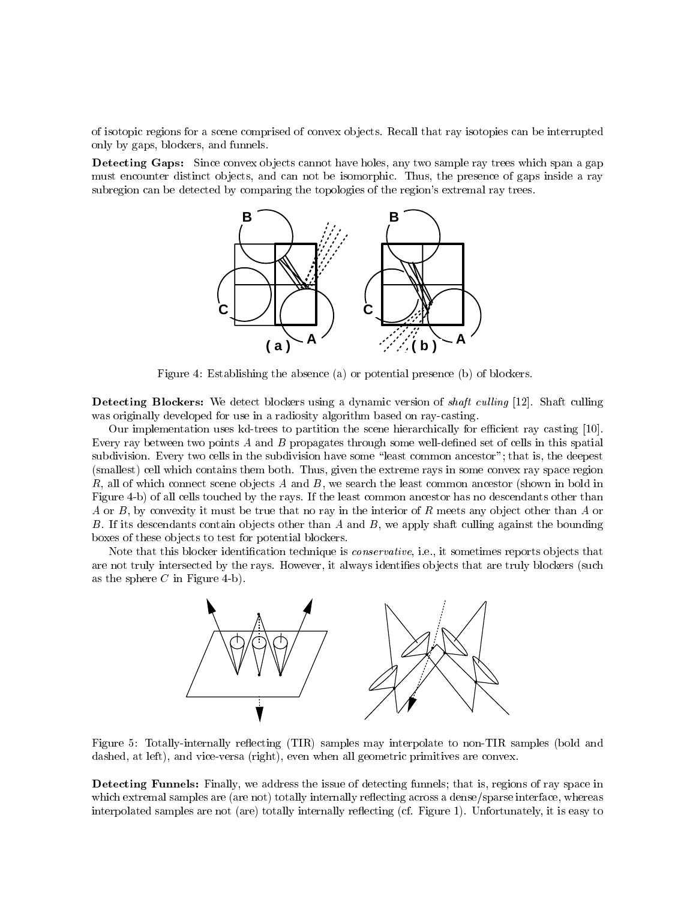of isotopic regions for a scene comprised of convex objects. Recall that ray isotopies can be interrupted only by gaps, blockers, and funnels.

**Detecting Gaps:** Since convex objects cannot have holes, any two sample ray trees which span a gap must encounter distinct objects, and can not be isomorphic. Thus, the presence of gaps inside a ray subregion can be detected by comparing the topologies of the region's extremal ray trees.

B

C

A

( a )

B

C

A

( b )

Figure 4: Establishing the absence (a) or potential presence (b) of blockers.

**Detecting Blockers:** We detect blockers using a dynamic version of *shaft culling* [12]. Shaft culling was originally developed for use in a radiosity algorithm based on ray-casting.

Our implementation uses kd-trees to partition the scene hierarchically for efficient ray casting [10]. Every ray between two points $A$ and $B$ propagates through some well-defined set of cells in this spatial subdivision. Every two cells in the subdivision have some "least common ancestor"; that is, the deepest (smallest) cell which contains them both. Thus, given the extreme rays in some convex ray space region $R$, all of which connect scene objects $A$ and $B$, we search the least common ancestor (shown in bold in Figure 4-b) of all cells touched by the rays. If the least common ancestor has no descendants other than $A$ or $B$, by convexity it must be true that no ray in the interior of $R$ meets any object other than $A$ or $B$. If its descendants contain objects other than $A$ and $B$, we apply shaft culling against the bounding boxes of these objects to test for potential blockers.

Note that this blocker identification technique is *conservative*, i.e., it sometimes reports objects that are not truly intersected by the rays. However, it always identifies objects that are truly blockers (such as the sphere $C$ in Figure 4-b).

Figure 5: Totally-internally reflecting (TIR) samples may interpolate to non-TIR samples (bold and dashed, at left), and vice-versa (right), even when all geometric primitives are convex.

**Detecting Funnels:** Finally, we address the issue of detecting funnels; that is, regions of ray space in which extremal samples are (are not) totally internally reflecting across a dense/sparse interface, whereas interpolated samples are not (are) totally internally reflecting (cf. Figure 1). Unfortunately, it is easy to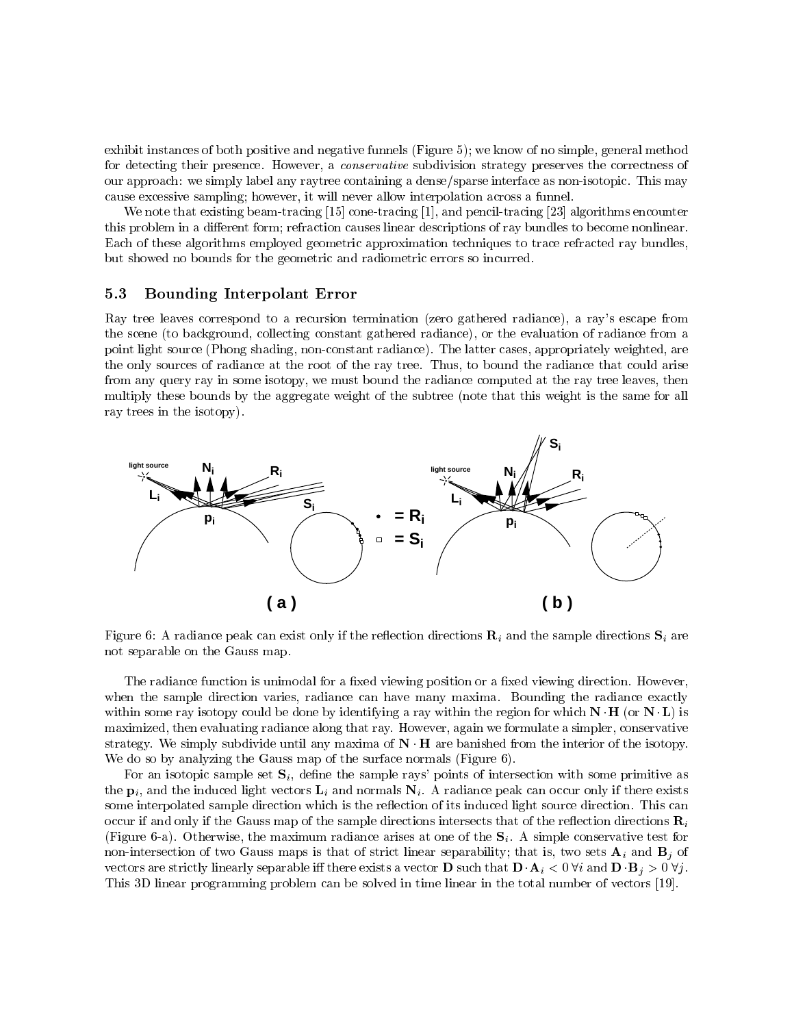exhibit instances of both positive and negative funnels (Figure 5); we know of no simple, general method for detecting their presence. However, a *conservative* subdivision strategy preserves the correctness of our approach: we simply label any raytree containing a dense/sparse interface as non-isotopic. This may cause excessive sampling; however, it will never allow interpolation across a funnel.

We note that existing beam-tracing [15] cone-tracing [1], and pencil-tracing [23] algorithms encounter this problem in a different form; refraction causes linear descriptions of ray bundles to become nonlinear. Each of these algorithms employed geometric approximation techniques to trace refracted ray bundles, but showed no bounds for the geometric and radiometric errors so incurred.

### 5.3 Bounding Interpolant Error

Ray tree leaves correspond to a recursion termination (zero gathered radiance), a ray's escape from the scene (to background, collecting constant gathered radiance), or the evaluation of radiance from a point light source (Phong shading, non-constant radiance). The latter cases, appropriately weighted, are the only sources of radiance at the root of the ray tree. Thus, to bound the radiance that could arise from any query ray in some isotopy, we must bound the radiance computed at the ray tree leaves, then multiply these bounds by the aggregate weight of the subtree (note that this weight is the same for all ray trees in the isotopy).

Figure 6: A radiance peak can exist only if the reflection directions $\mathbf{R}_i$ and the sample directions $\mathbf{S}_i$ are not separable on the Gauss map.

The radiance function is unimodal for a fixed viewing position or a fixed viewing direction. However, when the sample direction varies, radiance can have many maxima. Bounding the radiance exactly within some ray isotopy could be done by identifying a ray within the region for which $\mathbf{N} \cdot \mathbf{H}$ (or $\mathbf{N} \cdot \mathbf{L}$) is maximized, then evaluating radiance along that ray. However, again we formulate a simpler, conservative strategy. We simply subdivide until any maxima of $\mathbf{N} \cdot \mathbf{H}$ are banished from the interior of the isotopy. We do so by analyzing the Gauss map of the surface normals (Figure 6).

For an isotopic sample set $\mathbf{S}_i$, define the sample rays' points of intersection with some primitive as the $\mathbf{p}_i$, and the induced light vectors $\mathbf{L}_i$ and normals $\mathbf{N}_i$. A radiance peak can occur only if there exists some interpolated sample direction which is the reflection of its induced light source direction. This can occur if and only if the Gauss map of the sample directions intersects that of the reflection directions $\mathbf{R}_i$ (Figure 6-a). Otherwise, the maximum radiance arises at one of the $\mathbf{S}_i$. A simple conservative test for non-intersection of two Gauss maps is that of strict linear separability; that is, two sets $\mathbf{A}_i$ and $\mathbf{B}_j$ of vectors are strictly linearly separable iff there exists a vector $\mathbf{D}$ such that $\mathbf{D} \cdot \mathbf{A}_i < 0 \; \forall i$ and $\mathbf{D} \cdot \mathbf{B}_j > 0 \; \forall j$. This 3D linear programming problem can be solved in time linear in the total number of vectors [19].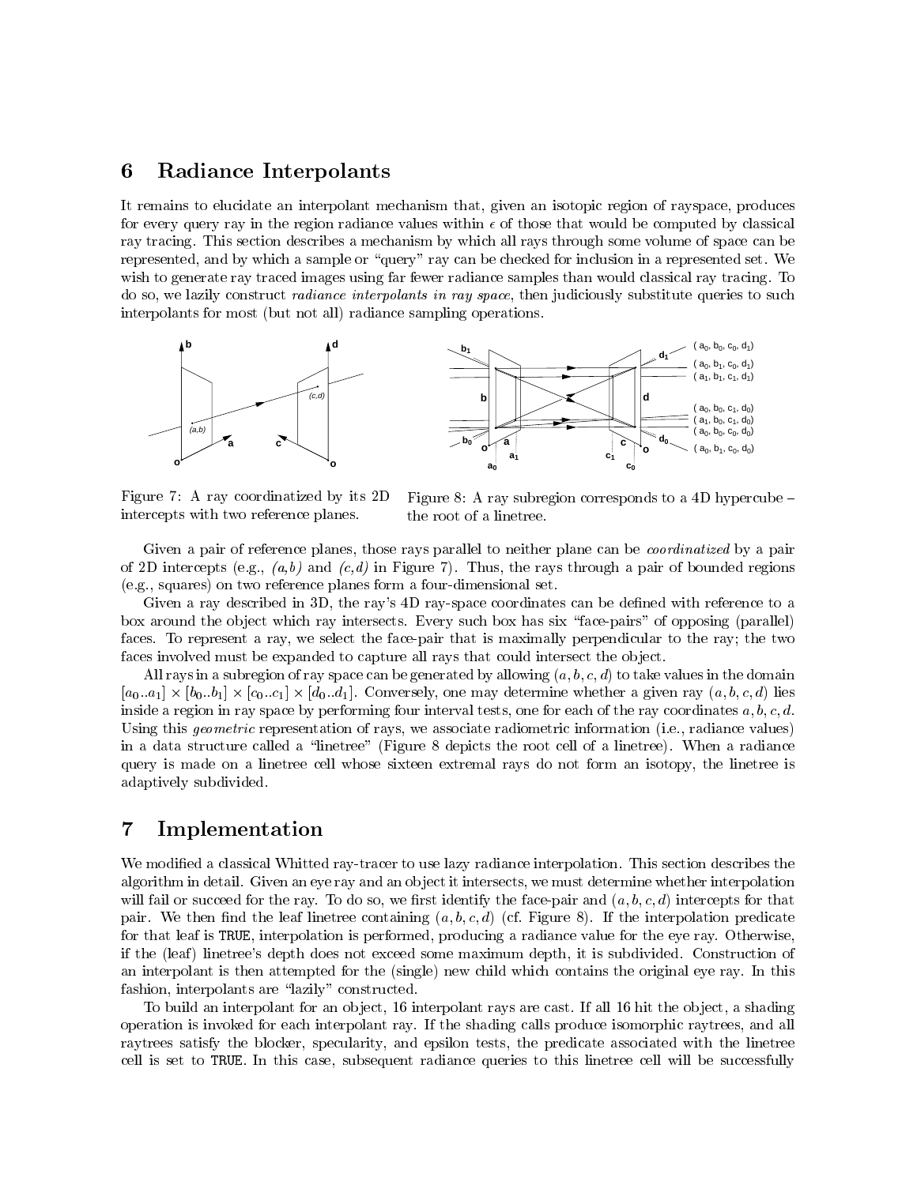## 6 Radiance Interpolants

It remains to elucidate an interpolant mechanism that, given an isotopic region of rayspace, produces for every query ray in the region radiance values within $\epsilon$ of those that would be computed by classical ray tracing. This section describes a mechanism by which all rays through some volume of space can be represented, and by which a sample or "query" ray can be checked for inclusion in a represented set. We wish to generate ray traced images using far fewer radiance samples than would classical ray tracing. To do so, we lazily construct *radiance interpolants in ray space*, then judiciously substitute queries to such interpolants for most (but not all) radiance sampling operations.

Figure 7: A ray coordinatized by its 2D intercepts with two reference planes.

Figure 8: A ray subregion corresponds to a 4D hypercube – the root of a linetree.

Given a pair of reference planes, those rays parallel to neither plane can be *coordinatized* by a pair of 2D intercepts (e.g., *(a,b)* and *(c,d)* in Figure 7). Thus, the rays through a pair of bounded regions (e.g., squares) on two reference planes form a four-dimensional set.

Given a ray described in 3D, the ray's 4D ray-space coordinates can be defined with reference to a box around the object which ray intersects. Every such box has six "face-pairs" of opposing (parallel) faces. To represent a ray, we select the face-pair that is maximally perpendicular to the ray; the two faces involved must be expanded to capture all rays that could intersect the object.

All rays in a subregion of ray space can be generated by allowing $(a, b, c, d)$ to take values in the domain $[a_0..a_1] \times [b_0..b_1] \times [c_0..c_1] \times [d_0..d_1]$. Conversely, one may determine whether a given ray $(a, b, c, d)$ lies inside a region in ray space by performing four interval tests, one for each of the ray coordinates $a, b, c, d$. Using this *geometric* representation of rays, we associate radiometric information (i.e., radiance values) in a data structure called a "linetree" (Figure 8 depicts the root cell of a linetree). When a radiance query is made on a linetree cell whose sixteen extremal rays do not form an isotopy, the linetree is adaptively subdivided.

## 7 Implementation

We modified a classical Whitted ray-tracer to use lazy radiance interpolation. This section describes the algorithm in detail. Given an eye ray and an object it intersects, we must determine whether interpolation will fail or succeed for the ray. To do so, we first identify the face-pair and $(a, b, c, d)$ intercepts for that pair. We then find the leaf linetree containing $(a, b, c, d)$ (cf. Figure 8). If the interpolation predicate for that leaf is `TRUE`, interpolation is performed, producing a radiance value for the eye ray. Otherwise, if the (leaf) linetree's depth does not exceed some maximum depth, it is subdivided. Construction of an interpolant is then attempted for the (single) new child which contains the original eye ray. In this fashion, interpolants are "lazily" constructed.

To build an interpolant for an object, 16 interpolant rays are cast. If all 16 hit the object, a shading operation is invoked for each interpolant ray. If the shading calls produce isomorphic raytrees, and all raytrees satisfy the blocker, specularity, and epsilon tests, the predicate associated with the linetree cell is set to `TRUE`. In this case, subsequent radiance queries to this linetree cell will be successfully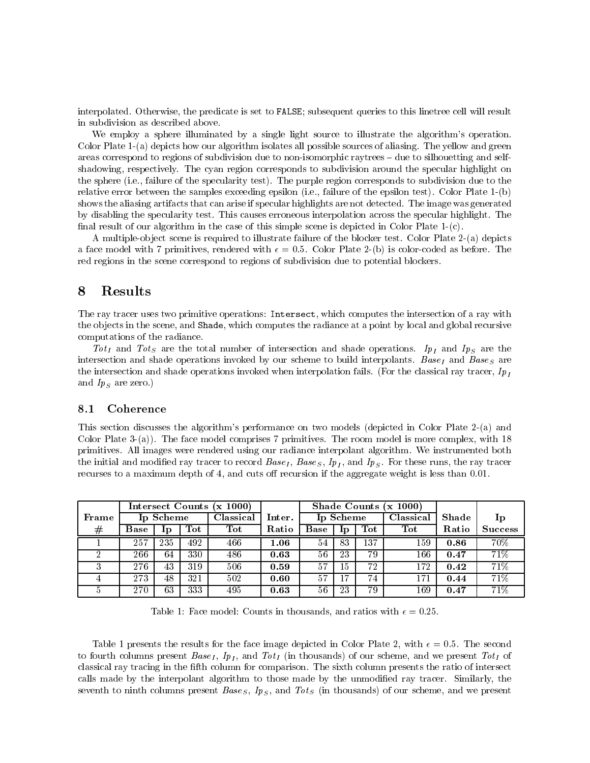interpolated. Otherwise, the predicate is set to FALSE; subsequent queries to this linetree cell will result in subdivision as described above.

We employ a sphere illuminated by a single light source to illustrate the algorithm's operation. Color Plate 1-(a) depicts how our algorithm isolates all possible sources of aliasing. The yellow and green areas correspond to regions of subdivision due to non-isomorphic raytrees – due to silhouetting and self-shadowing, respectively. The cyan region corresponds to subdivision around the specular highlight on the sphere (i.e., failure of the specularity test). The purple region corresponds to subdivision due to the relative error between the samples exceeding epsilon (i.e., failure of the epsilon test). Color Plate 1-(b) shows the aliasing artifacts that can arise if specular highlights are not detected. The image was generated by disabling the specularity test. This causes erroneous interpolation across the specular highlight. The final result of our algorithm in the case of this simple scene is depicted in Color Plate 1-(c).

A multiple-object scene is required to illustrate failure of the blocker test. Color Plate 2-(a) depicts a face model with 7 primitives, rendered with $\epsilon = 0.5$. Color Plate 2-(b) is color-coded as before. The red regions in the scene correspond to regions of subdivision due to potential blockers.

# 8 Results

The ray tracer uses two primitive operations: `Intersect`, which computes the intersection of a ray with the objects in the scene, and `Shade`, which computes the radiance at a point by local and global recursive computations of the radiance.

$Tot_I$ and $Tot_S$ are the total number of intersection and shade operations. $Ip_I$ and $Ip_S$ are the intersection and shade operations invoked by our scheme to build interpolants. $Base_I$ and $Base_S$ are the intersection and shade operations invoked when interpolation fails. (For the classical ray tracer, $Ip_I$ and $Ip_S$ are zero.)

## 8.1 Coherence

This section discusses the algorithm's performance on two models (depicted in Color Plate 2-(a) and Color Plate 3-(a)). The face model comprises 7 primitives. The room model is more complex, with 18 primitives. All images were rendered using our radiance interpolant algorithm. We instrumented both the initial and modified ray tracer to record $Base_I$, $Base_S$, $Ip_I$, and $Ip_S$. For these runs, the ray tracer recurses to a maximum depth of 4, and cuts off recursion if the aggregate weight is less than 0.01.

| Frame | Intersect Counts (x 1000) | | | | Inter. | Shade Counts (x 1000) | | | | Shade | Ip |
|---|---|---|---|---|---|---|---|---|---|---|---|
| | Ip Scheme | | | Classical | | Ip Scheme | | | Classical | | |
| # | Base | Ip | Tot | Tot | Ratio | Base | Ip | Tot | Tot | Ratio | Success |
| 1 | 257 | 235 | 492 | 466 | **1.06** | 54 | 83 | 137 | 159 | **0.86** | 70% |
| 2 | 266 | 64 | 330 | 486 | **0.63** | 56 | 23 | 79 | 166 | **0.47** | 71% |
| 3 | 276 | 43 | 319 | 506 | **0.59** | 57 | 15 | 72 | 172 | **0.42** | 71% |
| 4 | 273 | 48 | 321 | 502 | **0.60** | 57 | 17 | 74 | 171 | **0.44** | 71% |
| 5 | 270 | 63 | 333 | 495 | **0.63** | 56 | 23 | 79 | 169 | **0.47** | 71% |

Table 1: Face model: Counts in thousands, and ratios with $\epsilon = 0.25$.

Table 1 presents the results for the face image depicted in Color Plate 2, with $\epsilon = 0.5$. The second to fourth columns present $Base_I$, $Ip_I$, and $Tot_I$ (in thousands) of our scheme, and we present $Tot_I$ of classical ray tracing in the fifth column for comparison. The sixth column presents the ratio of intersect calls made by the interpolant algorithm to those made by the unmodified ray tracer. Similarly, the seventh to ninth columns present $Base_S$, $Ip_S$, and $Tot_S$ (in thousands) of our scheme, and we present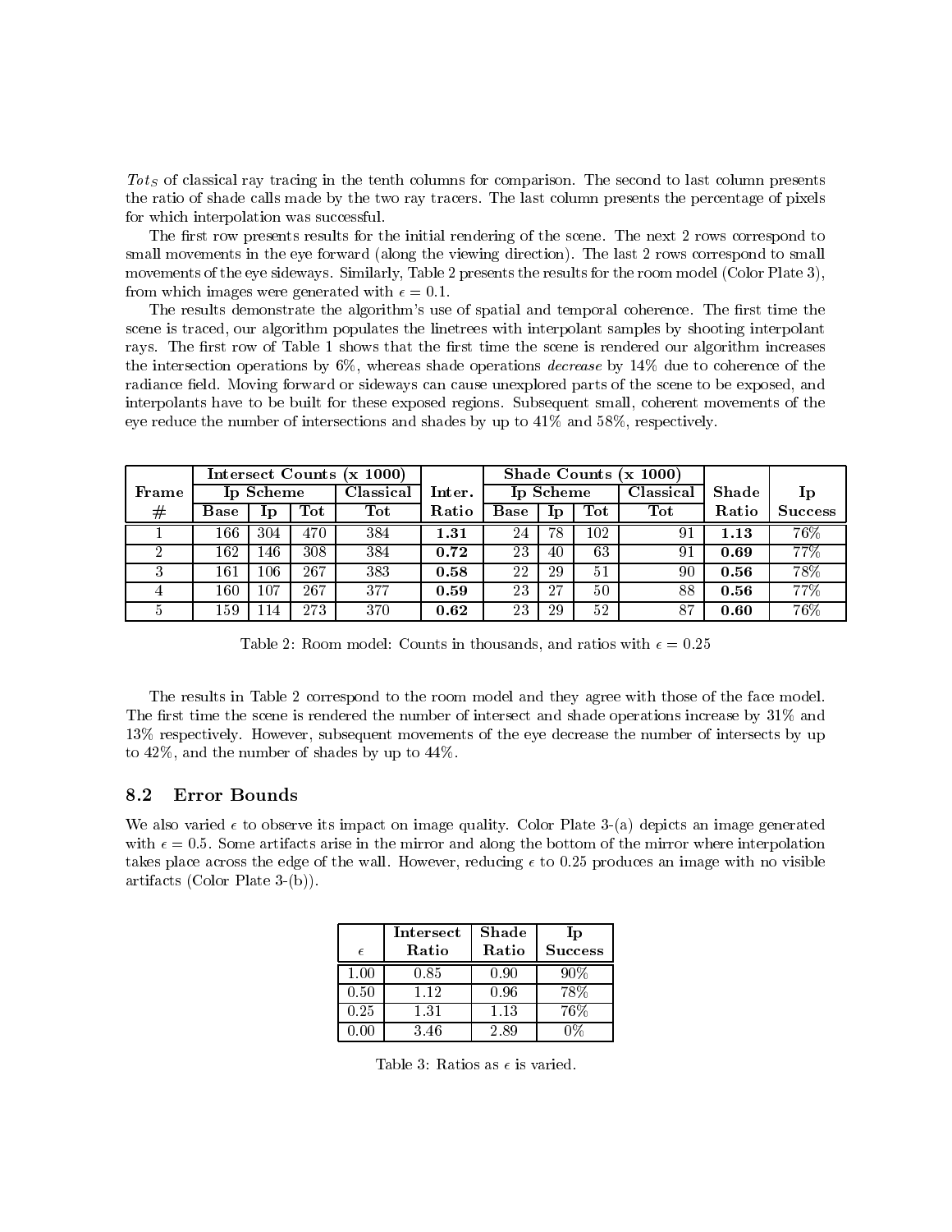$Tot_S$ of classical ray tracing in the tenth columns for comparison. The second to last column presents the ratio of shade calls made by the two ray tracers. The last column presents the percentage of pixels for which interpolation was successful.

The first row presents results for the initial rendering of the scene. The next 2 rows correspond to small movements in the eye forward (along the viewing direction). The last 2 rows correspond to small movements of the eye sideways. Similarly, Table 2 presents the results for the room model (Color Plate 3), from which images were generated with $\epsilon = 0.1$.

The results demonstrate the algorithm's use of spatial and temporal coherence. The first time the scene is traced, our algorithm populates the linetrees with interpolant samples by shooting interpolant rays. The first row of Table 1 shows that the first time the scene is rendered our algorithm increases the intersection operations by 6%, whereas shade operations *decrease* by 14% due to coherence of the radiance field. Moving forward or sideways can cause unexplored parts of the scene to be exposed, and interpolants have to be built for these exposed regions. Subsequent small, coherent movements of the eye reduce the number of intersections and shades by up to 41% and 58%, respectively.

| **Frame** | **Intersect Counts (x 1000)** | | | | **Inter.** | **Shade Counts (x 1000)** | | | | **Shade** | **Ip** |
|---|---|---|---|---|---|---|---|---|---|---|---|
| | **Ip Scheme** | | | **Classical** | | **Ip Scheme** | | | **Classical** | | |
| **#** | **Base** | **Ip** | **Tot** | **Tot** | **Ratio** | **Base** | **Ip** | **Tot** | **Tot** | **Ratio** | **Success** |
| 1 | 166 | 304 | 470 | 384 | **1.31** | 24 | 78 | 102 | 91 | **1.13** | 76% |
| 2 | 162 | 146 | 308 | 384 | **0.72** | 23 | 40 | 63 | 91 | **0.69** | 77% |
| 3 | 161 | 106 | 267 | 383 | **0.58** | 22 | 29 | 51 | 90 | **0.56** | 78% |
| 4 | 160 | 107 | 267 | 377 | **0.59** | 23 | 27 | 50 | 88 | **0.56** | 77% |
| 5 | 159 | 114 | 273 | 370 | **0.62** | 23 | 29 | 52 | 87 | **0.60** | 76% |

Table 2: Room model: Counts in thousands, and ratios with $\epsilon = 0.25$

The results in Table 2 correspond to the room model and they agree with those of the face model. The first time the scene is rendered the number of intersect and shade operations increase by 31% and 13% respectively. However, subsequent movements of the eye decrease the number of intersects by up to 42%, and the number of shades by up to 44%.

## 8.2 Error Bounds

We also varied $\epsilon$ to observe its impact on image quality. Color Plate 3-(a) depicts an image generated with $\epsilon = 0.5$. Some artifacts arise in the mirror and along the bottom of the mirror where interpolation takes place across the edge of the wall. However, reducing $\epsilon$ to 0.25 produces an image with no visible artifacts (Color Plate 3-(b)).

| $\epsilon$ | **Intersect Ratio** | **Shade Ratio** | **Ip Success** |
|---|---|---|---|
| 1.00 | 0.85 | 0.90 | 90% |
| 0.50 | 1.12 | 0.96 | 78% |
| 0.25 | 1.31 | 1.13 | 76% |
| 0.00 | 3.46 | 2.89 | 0% |

Table 3: Ratios as $\epsilon$ is varied.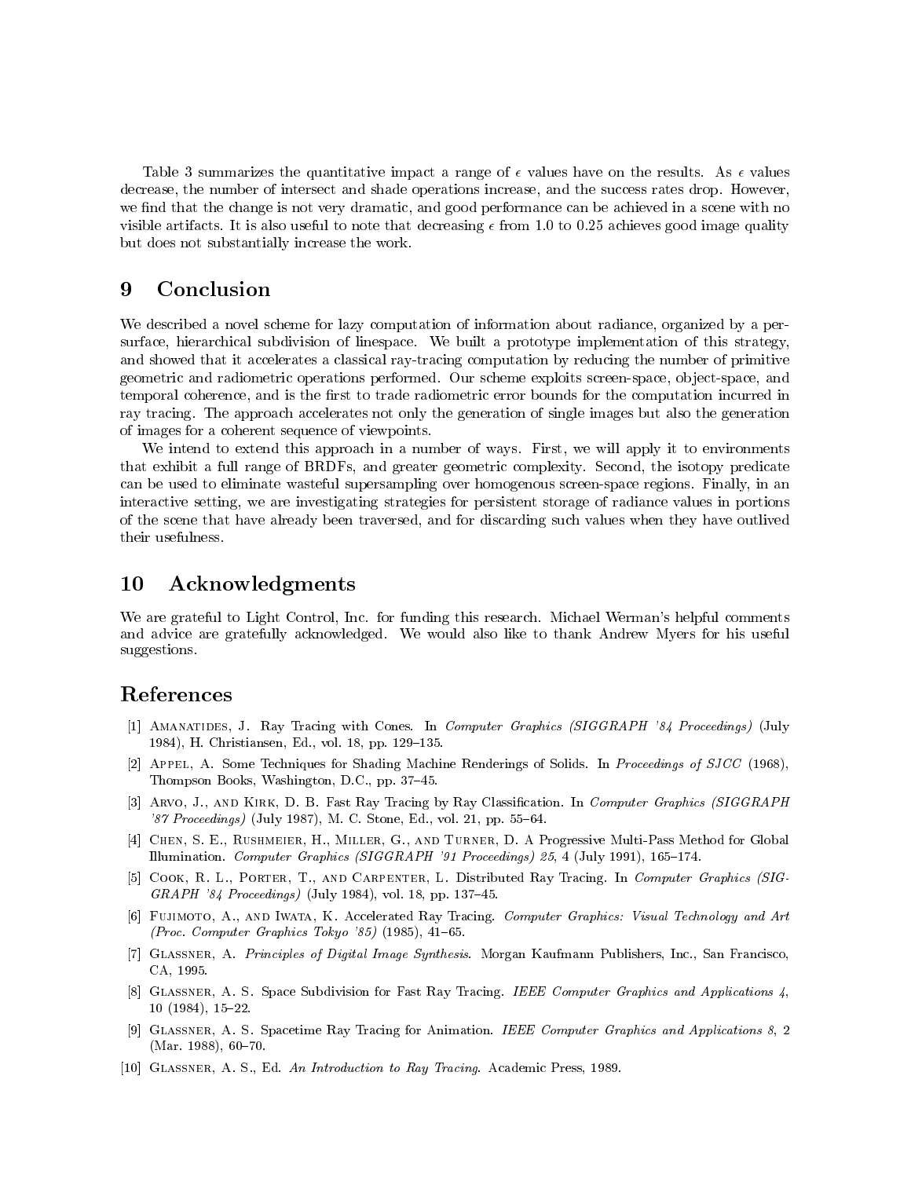Table 3 summarizes the quantitative impact a range of $\epsilon$ values have on the results. As $\epsilon$ values decrease, the number of intersect and shade operations increase, and the success rates drop. However, we find that the change is not very dramatic, and good performance can be achieved in a scene with no visible artifacts. It is also useful to note that decreasing $\epsilon$ from 1.0 to 0.25 achieves good image quality but does not substantially increase the work.

# 9 Conclusion

We described a novel scheme for lazy computation of information about radiance, organized by a per-surface, hierarchical subdivision of linespace. We built a prototype implementation of this strategy, and showed that it accelerates a classical ray-tracing computation by reducing the number of primitive geometric and radiometric operations performed. Our scheme exploits screen-space, object-space, and temporal coherence, and is the first to trade radiometric error bounds for the computation incurred in ray tracing. The approach accelerates not only the generation of single images but also the generation of images for a coherent sequence of viewpoints.

We intend to extend this approach in a number of ways. First, we will apply it to environments that exhibit a full range of BRDFs, and greater geometric complexity. Second, the isotopy predicate can be used to eliminate wasteful supersampling over homogenous screen-space regions. Finally, in an interactive setting, we are investigating strategies for persistent storage of radiance values in portions of the scene that have already been traversed, and for discarding such values when they have outlived their usefulness.

# 10 Acknowledgments

We are grateful to Light Control, Inc. for funding this research. Michael Werman's helpful comments and advice are gratefully acknowledged. We would also like to thank Andrew Myers for his useful suggestions.

# References

[1] Amanatides, J. Ray Tracing with Cones. In *Computer Graphics (SIGGRAPH '84 Proceedings)* (July 1984), H. Christiansen, Ed., vol. 18, pp. 129–135.

[2] Appel, A. Some Techniques for Shading Machine Renderings of Solids. In *Proceedings of SJCC* (1968), Thompson Books, Washington, D.C., pp. 37–45.

[3] Arvo, J., and Kirk, D. B. Fast Ray Tracing by Ray Classification. In *Computer Graphics (SIGGRAPH '87 Proceedings)* (July 1987), M. C. Stone, Ed., vol. 21, pp. 55–64.

[4] Chen, S. E., Rushmeier, H., Miller, G., and Turner, D. A Progressive Multi-Pass Method for Global Illumination. *Computer Graphics (SIGGRAPH '91 Proceedings) 25*, 4 (July 1991), 165–174.

[5] Cook, R. L., Porter, T., and Carpenter, L. Distributed Ray Tracing. In *Computer Graphics (SIGGRAPH '84 Proceedings)* (July 1984), vol. 18, pp. 137–45.

[6] Fujimoto, A., and Iwata, K. Accelerated Ray Tracing. *Computer Graphics: Visual Technology and Art (Proc. Computer Graphics Tokyo '85)* (1985), 41–65.

[7] Glassner, A. *Principles of Digital Image Synthesis*. Morgan Kaufmann Publishers, Inc., San Francisco, CA, 1995.

[8] Glassner, A. S. Space Subdivision for Fast Ray Tracing. *IEEE Computer Graphics and Applications 4*, 10 (1984), 15–22.

[9] Glassner, A. S. Spacetime Ray Tracing for Animation. *IEEE Computer Graphics and Applications 8*, 2 (Mar. 1988), 60–70.

[10] Glassner, A. S., Ed. *An Introduction to Ray Tracing*. Academic Press, 1989.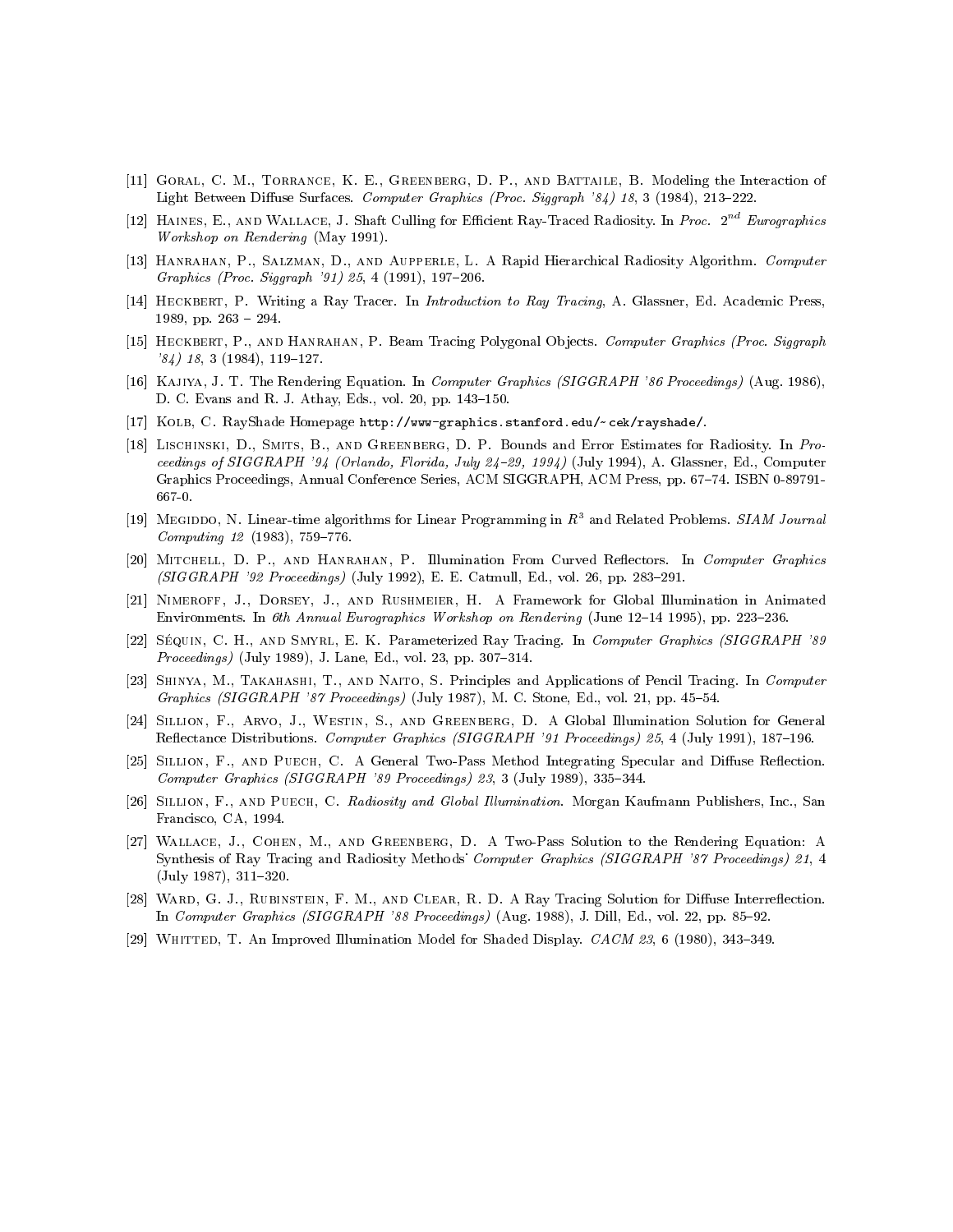[11] Goral, C. M., Torrance, K. E., Greenberg, D. P., and Battaile, B. Modeling the Interaction of Light Between Diffuse Surfaces. *Computer Graphics (Proc. Siggraph '84) 18*, 3 (1984), 213–222.

[12] Haines, E., and Wallace, J. Shaft Culling for Efficient Ray-Traced Radiosity. In *Proc. $2^{nd}$ Eurographics Workshop on Rendering* (May 1991).

[13] Hanrahan, P., Salzman, D., and Aupperle, L. A Rapid Hierarchical Radiosity Algorithm. *Computer Graphics (Proc. Siggraph '91) 25*, 4 (1991), 197–206.

[14] Heckbert, P. Writing a Ray Tracer. In *Introduction to Ray Tracing*, A. Glassner, Ed. Academic Press, 1989, pp. 263 – 294.

[15] Heckbert, P., and Hanrahan, P. Beam Tracing Polygonal Objects. *Computer Graphics (Proc. Siggraph '84) 18*, 3 (1984), 119–127.

[16] Kajiya, J. T. The Rendering Equation. In *Computer Graphics (SIGGRAPH '86 Proceedings)* (Aug. 1986), D. C. Evans and R. J. Athay, Eds., vol. 20, pp. 143–150.

[17] Kolb, C. RayShade Homepage `http://www-graphics.stanford.edu/~cek/rayshade/`.

[18] Lischinski, D., Smits, B., and Greenberg, D. P. Bounds and Error Estimates for Radiosity. In *Proceedings of SIGGRAPH '94 (Orlando, Florida, July 24–29, 1994)* (July 1994), A. Glassner, Ed., Computer Graphics Proceedings, Annual Conference Series, ACM SIGGRAPH, ACM Press, pp. 67–74. ISBN 0-89791-667-0.

[19] Megiddo, N. Linear-time algorithms for Linear Programming in $R^3$ and Related Problems. *SIAM Journal Computing 12* (1983), 759–776.

[20] Mitchell, D. P., and Hanrahan, P. Illumination From Curved Reflectors. In *Computer Graphics (SIGGRAPH '92 Proceedings)* (July 1992), E. E. Catmull, Ed., vol. 26, pp. 283–291.

[21] Nimeroff, J., Dorsey, J., and Rushmeier, H. A Framework for Global Illumination in Animated Environments. In *6th Annual Eurographics Workshop on Rendering* (June 12–14 1995), pp. 223–236.

[22] Séquin, C. H., and Smyrl, E. K. Parameterized Ray Tracing. In *Computer Graphics (SIGGRAPH '89 Proceedings)* (July 1989), J. Lane, Ed., vol. 23, pp. 307–314.

[23] Shinya, M., Takahashi, T., and Naito, S. Principles and Applications of Pencil Tracing. In *Computer Graphics (SIGGRAPH '87 Proceedings)* (July 1987), M. C. Stone, Ed., vol. 21, pp. 45–54.

[24] Sillion, F., Arvo, J., Westin, S., and Greenberg, D. A Global Illumination Solution for General Reflectance Distributions. *Computer Graphics (SIGGRAPH '91 Proceedings) 25*, 4 (July 1991), 187–196.

[25] Sillion, F., and Puech, C. A General Two-Pass Method Integrating Specular and Diffuse Reflection. *Computer Graphics (SIGGRAPH '89 Proceedings) 23*, 3 (July 1989), 335–344.

[26] Sillion, F., and Puech, C. *Radiosity and Global Illumination*. Morgan Kaufmann Publishers, Inc., San Francisco, CA, 1994.

[27] Wallace, J., Cohen, M., and Greenberg, D. A Two-Pass Solution to the Rendering Equation: A Synthesis of Ray Tracing and Radiosity Methods. *Computer Graphics (SIGGRAPH '87 Proceedings) 21*, 4 (July 1987), 311–320.

[28] Ward, G. J., Rubinstein, F. M., and Clear, R. D. A Ray Tracing Solution for Diffuse Interreflection. In *Computer Graphics (SIGGRAPH '88 Proceedings)* (Aug. 1988), J. Dill, Ed., vol. 22, pp. 85–92.

[29] Whitted, T. An Improved Illumination Model for Shaded Display. *CACM 23*, 6 (1980), 343–349.